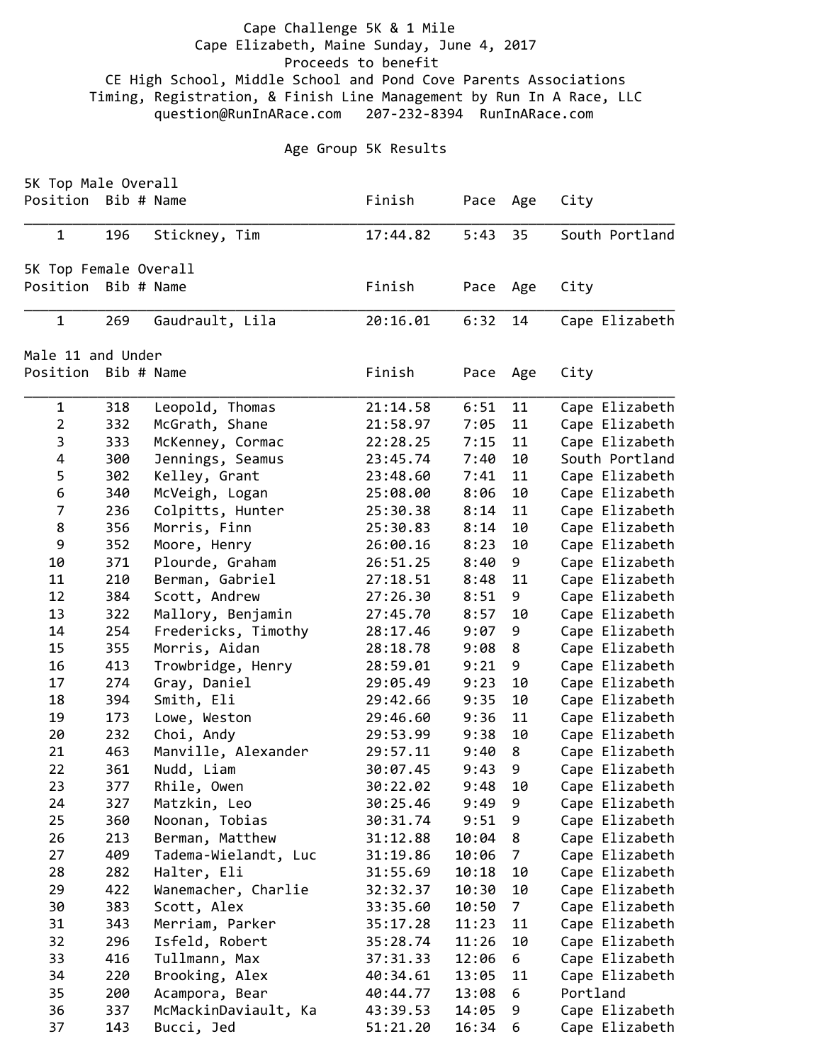# Cape Challenge 5K & 1 Mile

Cape Elizabeth, Maine Sunday, June 4, 2017

Proceeds to benefit

CE High School, Middle School and Pond Cove Parents Associations

Timing, Registration, & Finish Line Management by Run In A Race, LLC

question@RunInARace.com 207-232-8394 RunInARace.com

## Age Group 5K Results

### 5K Top Male Overall

| Position | Bib # | Name | Finish | Pace | Age | City |
|---|---|---|---|---|---|---|
| 1 | 196 | Stickney, Tim | 17:44.82 | 5:43 | 35 | South Portland |

### 5K Top Female Overall

| Position | Bib # | Name | Finish | Pace | Age | City |
|---|---|---|---|---|---|---|
| 1 | 269 | Gaudrault, Lila | 20:16.01 | 6:32 | 14 | Cape Elizabeth |

### Male 11 and Under

| Position | Bib # | Name | Finish | Pace | Age | City |
|---|---|---|---|---|---|---|
| 1 | 318 | Leopold, Thomas | 21:14.58 | 6:51 | 11 | Cape Elizabeth |
| 2 | 332 | McGrath, Shane | 21:58.97 | 7:05 | 11 | Cape Elizabeth |
| 3 | 333 | McKenney, Cormac | 22:28.25 | 7:15 | 11 | Cape Elizabeth |
| 4 | 300 | Jennings, Seamus | 23:45.74 | 7:40 | 10 | South Portland |
| 5 | 302 | Kelley, Grant | 23:48.60 | 7:41 | 11 | Cape Elizabeth |
| 6 | 340 | McVeigh, Logan | 25:08.00 | 8:06 | 10 | Cape Elizabeth |
| 7 | 236 | Colpitts, Hunter | 25:30.38 | 8:14 | 11 | Cape Elizabeth |
| 8 | 356 | Morris, Finn | 25:30.83 | 8:14 | 10 | Cape Elizabeth |
| 9 | 352 | Moore, Henry | 26:00.16 | 8:23 | 10 | Cape Elizabeth |
| 10 | 371 | Plourde, Graham | 26:51.25 | 8:40 | 9 | Cape Elizabeth |
| 11 | 210 | Berman, Gabriel | 27:18.51 | 8:48 | 11 | Cape Elizabeth |
| 12 | 384 | Scott, Andrew | 27:26.30 | 8:51 | 9 | Cape Elizabeth |
| 13 | 322 | Mallory, Benjamin | 27:45.70 | 8:57 | 10 | Cape Elizabeth |
| 14 | 254 | Fredericks, Timothy | 28:17.46 | 9:07 | 9 | Cape Elizabeth |
| 15 | 355 | Morris, Aidan | 28:18.78 | 9:08 | 8 | Cape Elizabeth |
| 16 | 413 | Trowbridge, Henry | 28:59.01 | 9:21 | 9 | Cape Elizabeth |
| 17 | 274 | Gray, Daniel | 29:05.49 | 9:23 | 10 | Cape Elizabeth |
| 18 | 394 | Smith, Eli | 29:42.66 | 9:35 | 10 | Cape Elizabeth |
| 19 | 173 | Lowe, Weston | 29:46.60 | 9:36 | 11 | Cape Elizabeth |
| 20 | 232 | Choi, Andy | 29:53.99 | 9:38 | 10 | Cape Elizabeth |
| 21 | 463 | Manville, Alexander | 29:57.11 | 9:40 | 8 | Cape Elizabeth |
| 22 | 361 | Nudd, Liam | 30:07.45 | 9:43 | 9 | Cape Elizabeth |
| 23 | 377 | Rhile, Owen | 30:22.02 | 9:48 | 10 | Cape Elizabeth |
| 24 | 327 | Matzkin, Leo | 30:25.46 | 9:49 | 9 | Cape Elizabeth |
| 25 | 360 | Noonan, Tobias | 30:31.74 | 9:51 | 9 | Cape Elizabeth |
| 26 | 213 | Berman, Matthew | 31:12.88 | 10:04 | 8 | Cape Elizabeth |
| 27 | 409 | Tadema-Wielandt, Luc | 31:19.86 | 10:06 | 7 | Cape Elizabeth |
| 28 | 282 | Halter, Eli | 31:55.69 | 10:18 | 10 | Cape Elizabeth |
| 29 | 422 | Wanemacher, Charlie | 32:32.37 | 10:30 | 10 | Cape Elizabeth |
| 30 | 383 | Scott, Alex | 33:35.60 | 10:50 | 7 | Cape Elizabeth |
| 31 | 343 | Merriam, Parker | 35:17.28 | 11:23 | 11 | Cape Elizabeth |
| 32 | 296 | Isfeld, Robert | 35:28.74 | 11:26 | 10 | Cape Elizabeth |
| 33 | 416 | Tullmann, Max | 37:31.33 | 12:06 | 6 | Cape Elizabeth |
| 34 | 220 | Brooking, Alex | 40:34.61 | 13:05 | 11 | Cape Elizabeth |
| 35 | 200 | Acampora, Bear | 40:44.77 | 13:08 | 6 | Portland |
| 36 | 337 | McMackinDaviault, Ka | 43:39.53 | 14:05 | 9 | Cape Elizabeth |
| 37 | 143 | Bucci, Jed | 51:21.20 | 16:34 | 6 | Cape Elizabeth |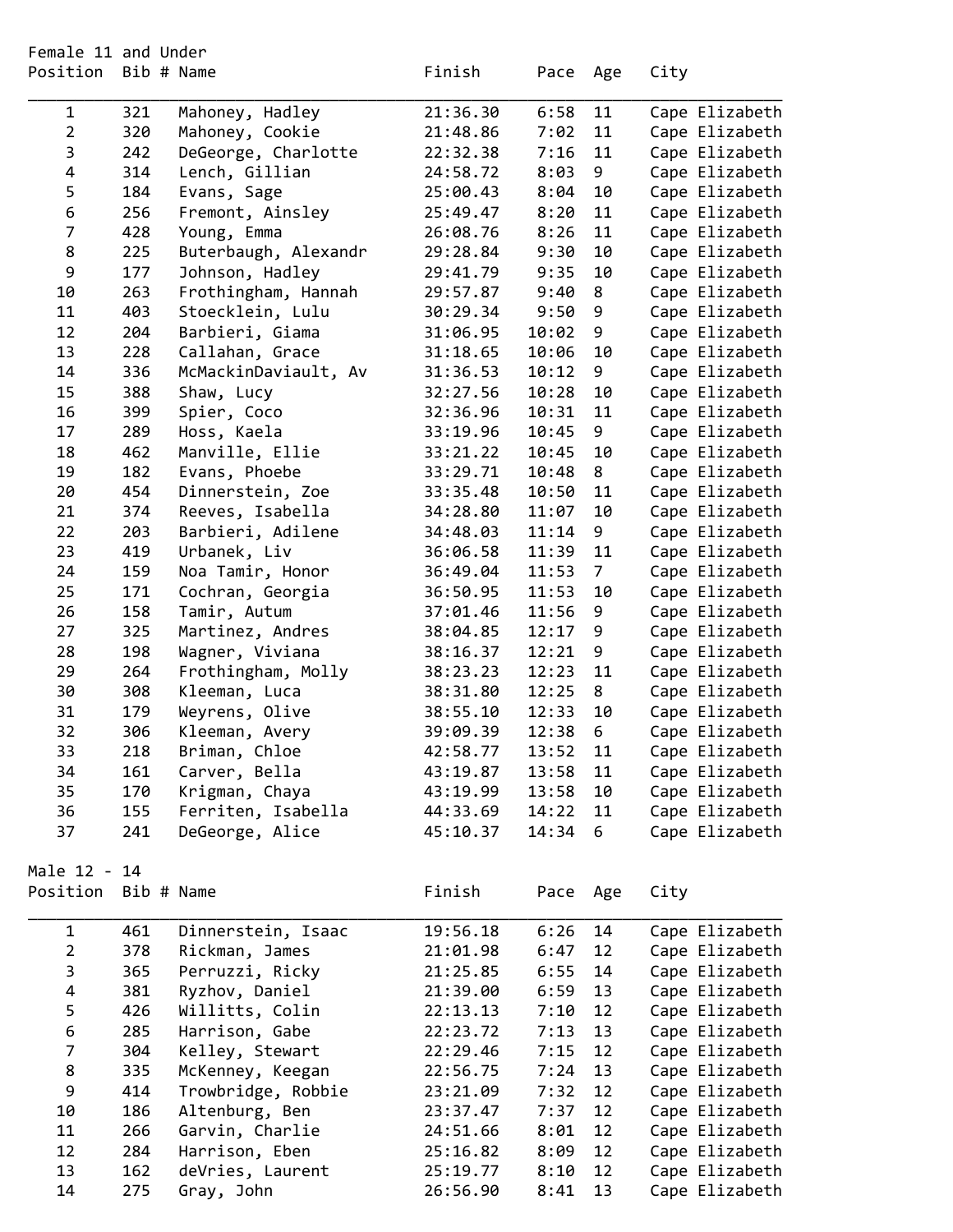Female 11 and Under

| Position | Bib # | Name | Finish | Pace | Age | City |
|---|---|---|---|---|---|---|
| 1 | 321 | Mahoney, Hadley | 21:36.30 | 6:58 | 11 | Cape Elizabeth |
| 2 | 320 | Mahoney, Cookie | 21:48.86 | 7:02 | 11 | Cape Elizabeth |
| 3 | 242 | DeGeorge, Charlotte | 22:32.38 | 7:16 | 11 | Cape Elizabeth |
| 4 | 314 | Lench, Gillian | 24:58.72 | 8:03 | 9 | Cape Elizabeth |
| 5 | 184 | Evans, Sage | 25:00.43 | 8:04 | 10 | Cape Elizabeth |
| 6 | 256 | Fremont, Ainsley | 25:49.47 | 8:20 | 11 | Cape Elizabeth |
| 7 | 428 | Young, Emma | 26:08.76 | 8:26 | 11 | Cape Elizabeth |
| 8 | 225 | Buterbaugh, Alexandr | 29:28.84 | 9:30 | 10 | Cape Elizabeth |
| 9 | 177 | Johnson, Hadley | 29:41.79 | 9:35 | 10 | Cape Elizabeth |
| 10 | 263 | Frothingham, Hannah | 29:57.87 | 9:40 | 8 | Cape Elizabeth |
| 11 | 403 | Stoecklein, Lulu | 30:29.34 | 9:50 | 9 | Cape Elizabeth |
| 12 | 204 | Barbieri, Giama | 31:06.95 | 10:02 | 9 | Cape Elizabeth |
| 13 | 228 | Callahan, Grace | 31:18.65 | 10:06 | 10 | Cape Elizabeth |
| 14 | 336 | McMackinDaviault, Av | 31:36.53 | 10:12 | 9 | Cape Elizabeth |
| 15 | 388 | Shaw, Lucy | 32:27.56 | 10:28 | 10 | Cape Elizabeth |
| 16 | 399 | Spier, Coco | 32:36.96 | 10:31 | 11 | Cape Elizabeth |
| 17 | 289 | Hoss, Kaela | 33:19.96 | 10:45 | 9 | Cape Elizabeth |
| 18 | 462 | Manville, Ellie | 33:21.22 | 10:45 | 10 | Cape Elizabeth |
| 19 | 182 | Evans, Phoebe | 33:29.71 | 10:48 | 8 | Cape Elizabeth |
| 20 | 454 | Dinnerstein, Zoe | 33:35.48 | 10:50 | 11 | Cape Elizabeth |
| 21 | 374 | Reeves, Isabella | 34:28.80 | 11:07 | 10 | Cape Elizabeth |
| 22 | 203 | Barbieri, Adilene | 34:48.03 | 11:14 | 9 | Cape Elizabeth |
| 23 | 419 | Urbanek, Liv | 36:06.58 | 11:39 | 11 | Cape Elizabeth |
| 24 | 159 | Noa Tamir, Honor | 36:49.04 | 11:53 | 7 | Cape Elizabeth |
| 25 | 171 | Cochran, Georgia | 36:50.95 | 11:53 | 10 | Cape Elizabeth |
| 26 | 158 | Tamir, Autum | 37:01.46 | 11:56 | 9 | Cape Elizabeth |
| 27 | 325 | Martinez, Andres | 38:04.85 | 12:17 | 9 | Cape Elizabeth |
| 28 | 198 | Wagner, Viviana | 38:16.37 | 12:21 | 9 | Cape Elizabeth |
| 29 | 264 | Frothingham, Molly | 38:23.23 | 12:23 | 11 | Cape Elizabeth |
| 30 | 308 | Kleeman, Luca | 38:31.80 | 12:25 | 8 | Cape Elizabeth |
| 31 | 179 | Weyrens, Olive | 38:55.10 | 12:33 | 10 | Cape Elizabeth |
| 32 | 306 | Kleeman, Avery | 39:09.39 | 12:38 | 6 | Cape Elizabeth |
| 33 | 218 | Briman, Chloe | 42:58.77 | 13:52 | 11 | Cape Elizabeth |
| 34 | 161 | Carver, Bella | 43:19.87 | 13:58 | 11 | Cape Elizabeth |
| 35 | 170 | Krigman, Chaya | 43:19.99 | 13:58 | 10 | Cape Elizabeth |
| 36 | 155 | Ferriten, Isabella | 44:33.69 | 14:22 | 11 | Cape Elizabeth |
| 37 | 241 | DeGeorge, Alice | 45:10.37 | 14:34 | 6 | Cape Elizabeth |

Male 12 - 14

| Position | Bib # | Name | Finish | Pace | Age | City |
|---|---|---|---|---|---|---|
| 1 | 461 | Dinnerstein, Isaac | 19:56.18 | 6:26 | 14 | Cape Elizabeth |
| 2 | 378 | Rickman, James | 21:01.98 | 6:47 | 12 | Cape Elizabeth |
| 3 | 365 | Perruzzi, Ricky | 21:25.85 | 6:55 | 14 | Cape Elizabeth |
| 4 | 381 | Ryzhov, Daniel | 21:39.00 | 6:59 | 13 | Cape Elizabeth |
| 5 | 426 | Willitts, Colin | 22:13.13 | 7:10 | 12 | Cape Elizabeth |
| 6 | 285 | Harrison, Gabe | 22:23.72 | 7:13 | 13 | Cape Elizabeth |
| 7 | 304 | Kelley, Stewart | 22:29.46 | 7:15 | 12 | Cape Elizabeth |
| 8 | 335 | McKenney, Keegan | 22:56.75 | 7:24 | 13 | Cape Elizabeth |
| 9 | 414 | Trowbridge, Robbie | 23:21.09 | 7:32 | 12 | Cape Elizabeth |
| 10 | 186 | Altenburg, Ben | 23:37.47 | 7:37 | 12 | Cape Elizabeth |
| 11 | 266 | Garvin, Charlie | 24:51.66 | 8:01 | 12 | Cape Elizabeth |
| 12 | 284 | Harrison, Eben | 25:16.82 | 8:09 | 12 | Cape Elizabeth |
| 13 | 162 | deVries, Laurent | 25:19.77 | 8:10 | 12 | Cape Elizabeth |
| 14 | 275 | Gray, John | 26:56.90 | 8:41 | 13 | Cape Elizabeth |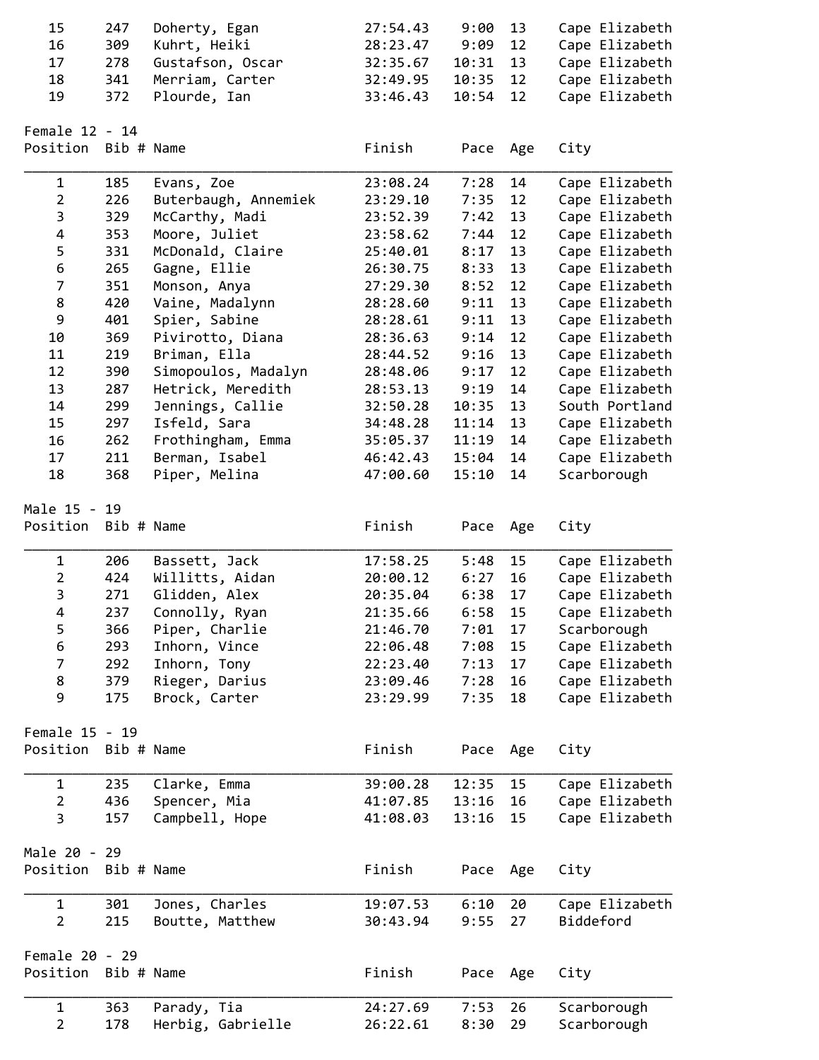| Position | Bib # | Name | Finish | Pace | Age | City |
|---|---|---|---|---|---|---|
| 15 | 247 | Doherty, Egan | 27:54.43 | 9:00 | 13 | Cape Elizabeth |
| 16 | 309 | Kuhrt, Heiki | 28:23.47 | 9:09 | 12 | Cape Elizabeth |
| 17 | 278 | Gustafson, Oscar | 32:35.67 | 10:31 | 13 | Cape Elizabeth |
| 18 | 341 | Merriam, Carter | 32:49.95 | 10:35 | 12 | Cape Elizabeth |
| 19 | 372 | Plourde, Ian | 33:46.43 | 10:54 | 12 | Cape Elizabeth |

## Female 12 - 14

| Position | Bib # | Name | Finish | Pace | Age | City |
|---|---|---|---|---|---|---|
| 1 | 185 | Evans, Zoe | 23:08.24 | 7:28 | 14 | Cape Elizabeth |
| 2 | 226 | Buterbaugh, Annemiek | 23:29.10 | 7:35 | 12 | Cape Elizabeth |
| 3 | 329 | McCarthy, Madi | 23:52.39 | 7:42 | 13 | Cape Elizabeth |
| 4 | 353 | Moore, Juliet | 23:58.62 | 7:44 | 12 | Cape Elizabeth |
| 5 | 331 | McDonald, Claire | 25:40.01 | 8:17 | 13 | Cape Elizabeth |
| 6 | 265 | Gagne, Ellie | 26:30.75 | 8:33 | 13 | Cape Elizabeth |
| 7 | 351 | Monson, Anya | 27:29.30 | 8:52 | 12 | Cape Elizabeth |
| 8 | 420 | Vaine, Madalynn | 28:28.60 | 9:11 | 13 | Cape Elizabeth |
| 9 | 401 | Spier, Sabine | 28:28.61 | 9:11 | 13 | Cape Elizabeth |
| 10 | 369 | Pivirotto, Diana | 28:36.63 | 9:14 | 12 | Cape Elizabeth |
| 11 | 219 | Briman, Ella | 28:44.52 | 9:16 | 13 | Cape Elizabeth |
| 12 | 390 | Simopoulos, Madalyn | 28:48.06 | 9:17 | 12 | Cape Elizabeth |
| 13 | 287 | Hetrick, Meredith | 28:53.13 | 9:19 | 14 | Cape Elizabeth |
| 14 | 299 | Jennings, Callie | 32:50.28 | 10:35 | 13 | South Portland |
| 15 | 297 | Isfeld, Sara | 34:48.28 | 11:14 | 13 | Cape Elizabeth |
| 16 | 262 | Frothingham, Emma | 35:05.37 | 11:19 | 14 | Cape Elizabeth |
| 17 | 211 | Berman, Isabel | 46:42.43 | 15:04 | 14 | Cape Elizabeth |
| 18 | 368 | Piper, Melina | 47:00.60 | 15:10 | 14 | Scarborough |

## Male 15 - 19

| Position | Bib # | Name | Finish | Pace | Age | City |
|---|---|---|---|---|---|---|
| 1 | 206 | Bassett, Jack | 17:58.25 | 5:48 | 15 | Cape Elizabeth |
| 2 | 424 | Willitts, Aidan | 20:00.12 | 6:27 | 16 | Cape Elizabeth |
| 3 | 271 | Glidden, Alex | 20:35.04 | 6:38 | 17 | Cape Elizabeth |
| 4 | 237 | Connolly, Ryan | 21:35.66 | 6:58 | 15 | Cape Elizabeth |
| 5 | 366 | Piper, Charlie | 21:46.70 | 7:01 | 17 | Scarborough |
| 6 | 293 | Inhorn, Vince | 22:06.48 | 7:08 | 15 | Cape Elizabeth |
| 7 | 292 | Inhorn, Tony | 22:23.40 | 7:13 | 17 | Cape Elizabeth |
| 8 | 379 | Rieger, Darius | 23:09.46 | 7:28 | 16 | Cape Elizabeth |
| 9 | 175 | Brock, Carter | 23:29.99 | 7:35 | 18 | Cape Elizabeth |

## Female 15 - 19

| Position | Bib # | Name | Finish | Pace | Age | City |
|---|---|---|---|---|---|---|
| 1 | 235 | Clarke, Emma | 39:00.28 | 12:35 | 15 | Cape Elizabeth |
| 2 | 436 | Spencer, Mia | 41:07.85 | 13:16 | 16 | Cape Elizabeth |
| 3 | 157 | Campbell, Hope | 41:08.03 | 13:16 | 15 | Cape Elizabeth |

## Male 20 - 29

| Position | Bib # | Name | Finish | Pace | Age | City |
|---|---|---|---|---|---|---|
| 1 | 301 | Jones, Charles | 19:07.53 | 6:10 | 20 | Cape Elizabeth |
| 2 | 215 | Boutte, Matthew | 30:43.94 | 9:55 | 27 | Biddeford |

## Female 20 - 29

| Position | Bib # | Name | Finish | Pace | Age | City |
|---|---|---|---|---|---|---|
| 1 | 363 | Parady, Tia | 24:27.69 | 7:53 | 26 | Scarborough |
| 2 | 178 | Herbig, Gabrielle | 26:22.61 | 8:30 | 29 | Scarborough |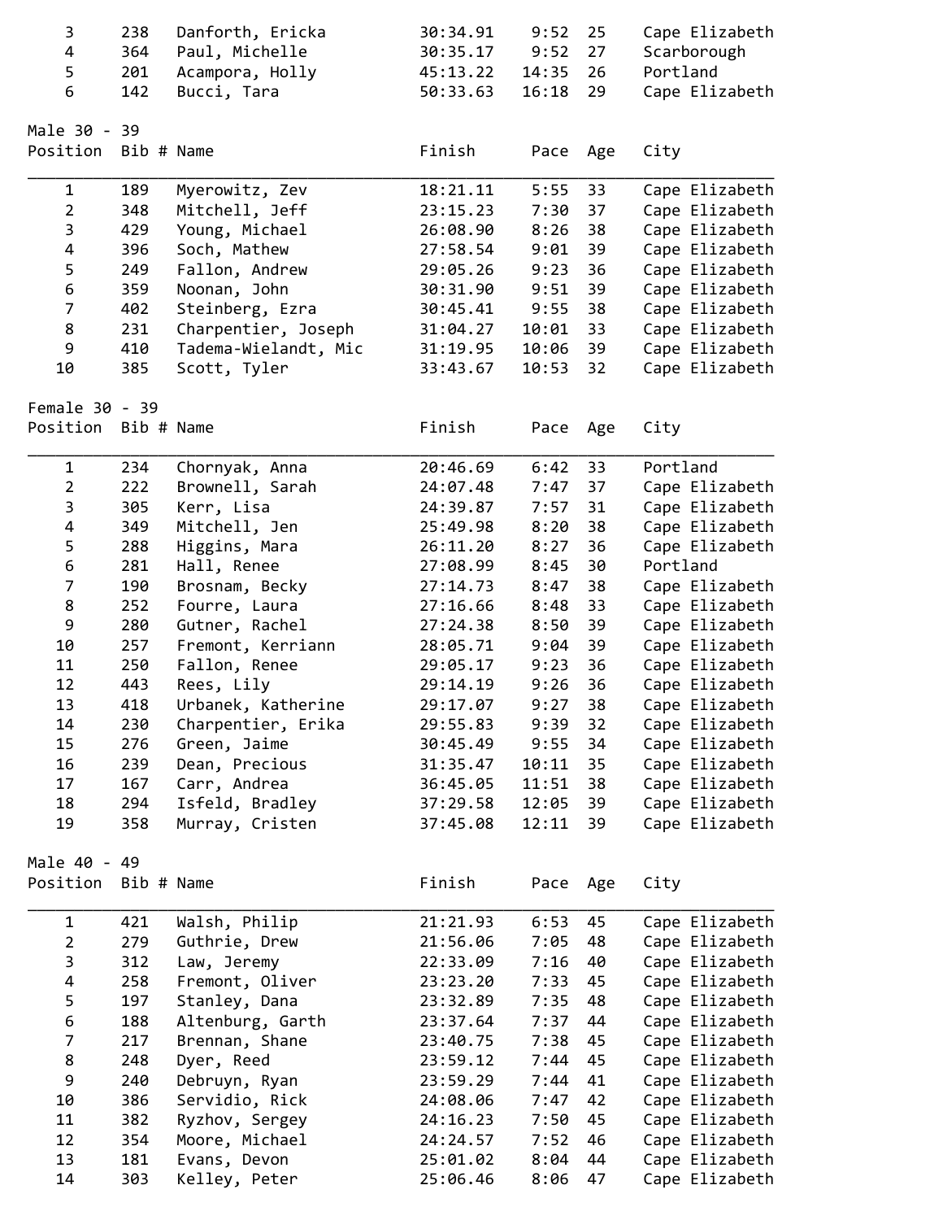| Position | Bib # | Name | Finish | Pace | Age | City |
|---|---|---|---|---|---|---|
| 3 | 238 | Danforth, Ericka | 30:34.91 | 9:52 | 25 | Cape Elizabeth |
| 4 | 364 | Paul, Michelle | 30:35.17 | 9:52 | 27 | Scarborough |
| 5 | 201 | Acampora, Holly | 45:13.22 | 14:35 | 26 | Portland |
| 6 | 142 | Bucci, Tara | 50:33.63 | 16:18 | 29 | Cape Elizabeth |

## Male 30 - 39

| Position | Bib # | Name | Finish | Pace | Age | City |
|---|---|---|---|---|---|---|
| 1 | 189 | Myerowitz, Zev | 18:21.11 | 5:55 | 33 | Cape Elizabeth |
| 2 | 348 | Mitchell, Jeff | 23:15.23 | 7:30 | 37 | Cape Elizabeth |
| 3 | 429 | Young, Michael | 26:08.90 | 8:26 | 38 | Cape Elizabeth |
| 4 | 396 | Soch, Mathew | 27:58.54 | 9:01 | 39 | Cape Elizabeth |
| 5 | 249 | Fallon, Andrew | 29:05.26 | 9:23 | 36 | Cape Elizabeth |
| 6 | 359 | Noonan, John | 30:31.90 | 9:51 | 39 | Cape Elizabeth |
| 7 | 402 | Steinberg, Ezra | 30:45.41 | 9:55 | 38 | Cape Elizabeth |
| 8 | 231 | Charpentier, Joseph | 31:04.27 | 10:01 | 33 | Cape Elizabeth |
| 9 | 410 | Tadema-Wielandt, Mic | 31:19.95 | 10:06 | 39 | Cape Elizabeth |
| 10 | 385 | Scott, Tyler | 33:43.67 | 10:53 | 32 | Cape Elizabeth |

## Female 30 - 39

| Position | Bib # | Name | Finish | Pace | Age | City |
|---|---|---|---|---|---|---|
| 1 | 234 | Chornyak, Anna | 20:46.69 | 6:42 | 33 | Portland |
| 2 | 222 | Brownell, Sarah | 24:07.48 | 7:47 | 37 | Cape Elizabeth |
| 3 | 305 | Kerr, Lisa | 24:39.87 | 7:57 | 31 | Cape Elizabeth |
| 4 | 349 | Mitchell, Jen | 25:49.98 | 8:20 | 38 | Cape Elizabeth |
| 5 | 288 | Higgins, Mara | 26:11.20 | 8:27 | 36 | Cape Elizabeth |
| 6 | 281 | Hall, Renee | 27:08.99 | 8:45 | 30 | Portland |
| 7 | 190 | Brosnam, Becky | 27:14.73 | 8:47 | 38 | Cape Elizabeth |
| 8 | 252 | Fourre, Laura | 27:16.66 | 8:48 | 33 | Cape Elizabeth |
| 9 | 280 | Gutner, Rachel | 27:24.38 | 8:50 | 39 | Cape Elizabeth |
| 10 | 257 | Fremont, Kerriann | 28:05.71 | 9:04 | 39 | Cape Elizabeth |
| 11 | 250 | Fallon, Renee | 29:05.17 | 9:23 | 36 | Cape Elizabeth |
| 12 | 443 | Rees, Lily | 29:14.19 | 9:26 | 36 | Cape Elizabeth |
| 13 | 418 | Urbanek, Katherine | 29:17.07 | 9:27 | 38 | Cape Elizabeth |
| 14 | 230 | Charpentier, Erika | 29:55.83 | 9:39 | 32 | Cape Elizabeth |
| 15 | 276 | Green, Jaime | 30:45.49 | 9:55 | 34 | Cape Elizabeth |
| 16 | 239 | Dean, Precious | 31:35.47 | 10:11 | 35 | Cape Elizabeth |
| 17 | 167 | Carr, Andrea | 36:45.05 | 11:51 | 38 | Cape Elizabeth |
| 18 | 294 | Isfeld, Bradley | 37:29.58 | 12:05 | 39 | Cape Elizabeth |
| 19 | 358 | Murray, Cristen | 37:45.08 | 12:11 | 39 | Cape Elizabeth |

## Male 40 - 49

| Position | Bib # | Name | Finish | Pace | Age | City |
|---|---|---|---|---|---|---|
| 1 | 421 | Walsh, Philip | 21:21.93 | 6:53 | 45 | Cape Elizabeth |
| 2 | 279 | Guthrie, Drew | 21:56.06 | 7:05 | 48 | Cape Elizabeth |
| 3 | 312 | Law, Jeremy | 22:33.09 | 7:16 | 40 | Cape Elizabeth |
| 4 | 258 | Fremont, Oliver | 23:23.20 | 7:33 | 45 | Cape Elizabeth |
| 5 | 197 | Stanley, Dana | 23:32.89 | 7:35 | 48 | Cape Elizabeth |
| 6 | 188 | Altenburg, Garth | 23:37.64 | 7:37 | 44 | Cape Elizabeth |
| 7 | 217 | Brennan, Shane | 23:40.75 | 7:38 | 45 | Cape Elizabeth |
| 8 | 248 | Dyer, Reed | 23:59.12 | 7:44 | 45 | Cape Elizabeth |
| 9 | 240 | Debruyn, Ryan | 23:59.29 | 7:44 | 41 | Cape Elizabeth |
| 10 | 386 | Servidio, Rick | 24:08.06 | 7:47 | 42 | Cape Elizabeth |
| 11 | 382 | Ryzhov, Sergey | 24:16.23 | 7:50 | 45 | Cape Elizabeth |
| 12 | 354 | Moore, Michael | 24:24.57 | 7:52 | 46 | Cape Elizabeth |
| 13 | 181 | Evans, Devon | 25:01.02 | 8:04 | 44 | Cape Elizabeth |
| 14 | 303 | Kelley, Peter | 25:06.46 | 8:06 | 47 | Cape Elizabeth |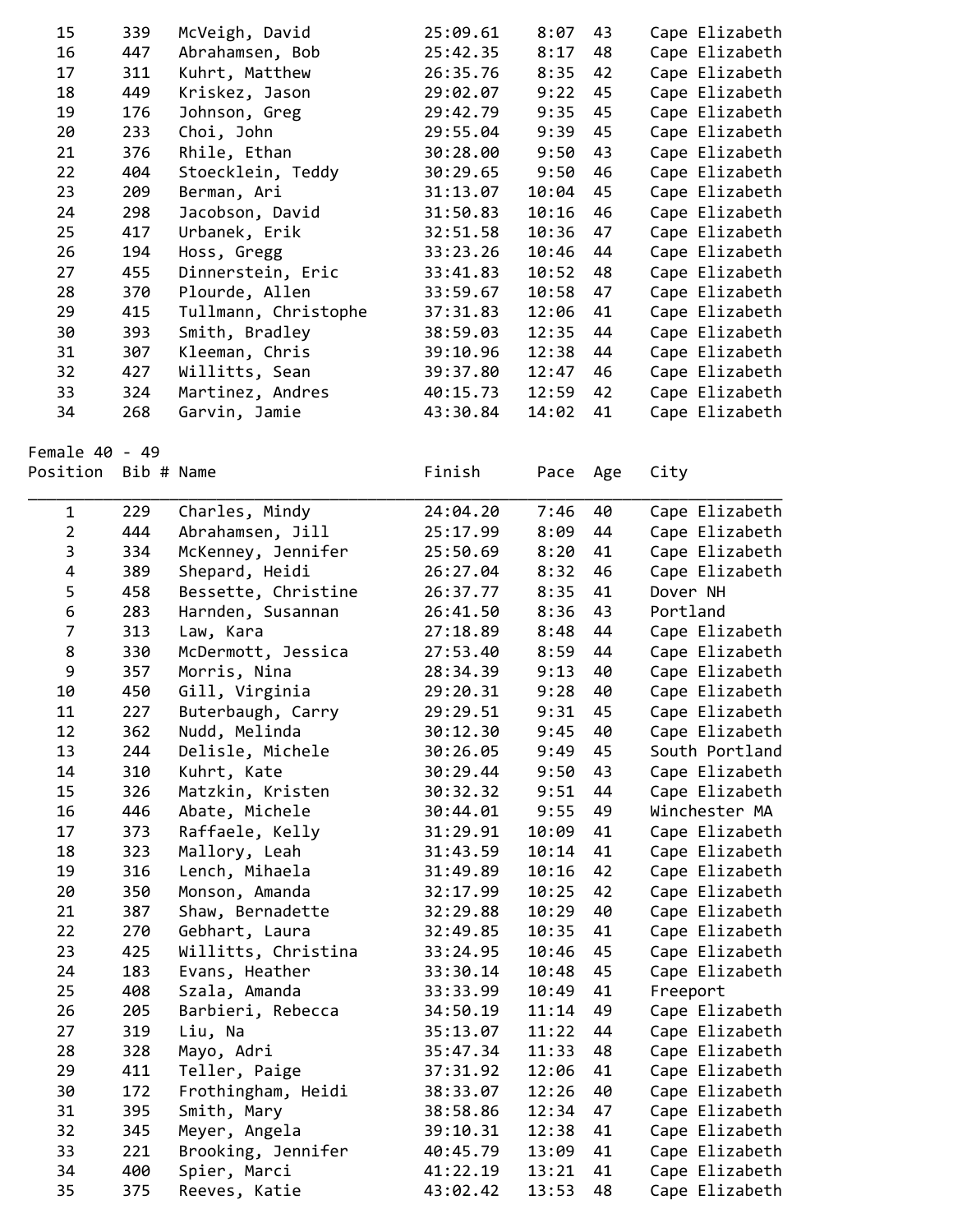| Position | Bib # | Name | Finish | Pace | Age | City |
|---|---|---|---|---|---|---|
| 15 | 339 | McVeigh, David | 25:09.61 | 8:07 | 43 | Cape Elizabeth |
| 16 | 447 | Abrahamsen, Bob | 25:42.35 | 8:17 | 48 | Cape Elizabeth |
| 17 | 311 | Kuhrt, Matthew | 26:35.76 | 8:35 | 42 | Cape Elizabeth |
| 18 | 449 | Kriskez, Jason | 29:02.07 | 9:22 | 45 | Cape Elizabeth |
| 19 | 176 | Johnson, Greg | 29:42.79 | 9:35 | 45 | Cape Elizabeth |
| 20 | 233 | Choi, John | 29:55.04 | 9:39 | 45 | Cape Elizabeth |
| 21 | 376 | Rhile, Ethan | 30:28.00 | 9:50 | 43 | Cape Elizabeth |
| 22 | 404 | Stoecklein, Teddy | 30:29.65 | 9:50 | 46 | Cape Elizabeth |
| 23 | 209 | Berman, Ari | 31:13.07 | 10:04 | 45 | Cape Elizabeth |
| 24 | 298 | Jacobson, David | 31:50.83 | 10:16 | 46 | Cape Elizabeth |
| 25 | 417 | Urbanek, Erik | 32:51.58 | 10:36 | 47 | Cape Elizabeth |
| 26 | 194 | Hoss, Gregg | 33:23.26 | 10:46 | 44 | Cape Elizabeth |
| 27 | 455 | Dinnerstein, Eric | 33:41.83 | 10:52 | 48 | Cape Elizabeth |
| 28 | 370 | Plourde, Allen | 33:59.67 | 10:58 | 47 | Cape Elizabeth |
| 29 | 415 | Tullmann, Christophe | 37:31.83 | 12:06 | 41 | Cape Elizabeth |
| 30 | 393 | Smith, Bradley | 38:59.03 | 12:35 | 44 | Cape Elizabeth |
| 31 | 307 | Kleeman, Chris | 39:10.96 | 12:38 | 44 | Cape Elizabeth |
| 32 | 427 | Willitts, Sean | 39:37.80 | 12:47 | 46 | Cape Elizabeth |
| 33 | 324 | Martinez, Andres | 40:15.73 | 12:59 | 42 | Cape Elizabeth |
| 34 | 268 | Garvin, Jamie | 43:30.84 | 14:02 | 41 | Cape Elizabeth |

Female 40 - 49

| Position | Bib # | Name | Finish | Pace | Age | City |
|---|---|---|---|---|---|---|
| 1 | 229 | Charles, Mindy | 24:04.20 | 7:46 | 40 | Cape Elizabeth |
| 2 | 444 | Abrahamsen, Jill | 25:17.99 | 8:09 | 44 | Cape Elizabeth |
| 3 | 334 | McKenney, Jennifer | 25:50.69 | 8:20 | 41 | Cape Elizabeth |
| 4 | 389 | Shepard, Heidi | 26:27.04 | 8:32 | 46 | Cape Elizabeth |
| 5 | 458 | Bessette, Christine | 26:37.77 | 8:35 | 41 | Dover NH |
| 6 | 283 | Harnden, Susannan | 26:41.50 | 8:36 | 43 | Portland |
| 7 | 313 | Law, Kara | 27:18.89 | 8:48 | 44 | Cape Elizabeth |
| 8 | 330 | McDermott, Jessica | 27:53.40 | 8:59 | 44 | Cape Elizabeth |
| 9 | 357 | Morris, Nina | 28:34.39 | 9:13 | 40 | Cape Elizabeth |
| 10 | 450 | Gill, Virginia | 29:20.31 | 9:28 | 40 | Cape Elizabeth |
| 11 | 227 | Buterbaugh, Carry | 29:29.51 | 9:31 | 45 | Cape Elizabeth |
| 12 | 362 | Nudd, Melinda | 30:12.30 | 9:45 | 40 | Cape Elizabeth |
| 13 | 244 | Delisle, Michele | 30:26.05 | 9:49 | 45 | South Portland |
| 14 | 310 | Kuhrt, Kate | 30:29.44 | 9:50 | 43 | Cape Elizabeth |
| 15 | 326 | Matzkin, Kristen | 30:32.32 | 9:51 | 44 | Cape Elizabeth |
| 16 | 446 | Abate, Michele | 30:44.01 | 9:55 | 49 | Winchester MA |
| 17 | 373 | Raffaele, Kelly | 31:29.91 | 10:09 | 41 | Cape Elizabeth |
| 18 | 323 | Mallory, Leah | 31:43.59 | 10:14 | 41 | Cape Elizabeth |
| 19 | 316 | Lench, Mihaela | 31:49.89 | 10:16 | 42 | Cape Elizabeth |
| 20 | 350 | Monson, Amanda | 32:17.99 | 10:25 | 42 | Cape Elizabeth |
| 21 | 387 | Shaw, Bernadette | 32:29.88 | 10:29 | 40 | Cape Elizabeth |
| 22 | 270 | Gebhart, Laura | 32:49.85 | 10:35 | 41 | Cape Elizabeth |
| 23 | 425 | Willitts, Christina | 33:24.95 | 10:46 | 45 | Cape Elizabeth |
| 24 | 183 | Evans, Heather | 33:30.14 | 10:48 | 45 | Cape Elizabeth |
| 25 | 408 | Szala, Amanda | 33:33.99 | 10:49 | 41 | Freeport |
| 26 | 205 | Barbieri, Rebecca | 34:50.19 | 11:14 | 49 | Cape Elizabeth |
| 27 | 319 | Liu, Na | 35:13.07 | 11:22 | 44 | Cape Elizabeth |
| 28 | 328 | Mayo, Adri | 35:47.34 | 11:33 | 48 | Cape Elizabeth |
| 29 | 411 | Teller, Paige | 37:31.92 | 12:06 | 41 | Cape Elizabeth |
| 30 | 172 | Frothingham, Heidi | 38:33.07 | 12:26 | 40 | Cape Elizabeth |
| 31 | 395 | Smith, Mary | 38:58.86 | 12:34 | 47 | Cape Elizabeth |
| 32 | 345 | Meyer, Angela | 39:10.31 | 12:38 | 41 | Cape Elizabeth |
| 33 | 221 | Brooking, Jennifer | 40:45.79 | 13:09 | 41 | Cape Elizabeth |
| 34 | 400 | Spier, Marci | 41:22.19 | 13:21 | 41 | Cape Elizabeth |
| 35 | 375 | Reeves, Katie | 43:02.42 | 13:53 | 48 | Cape Elizabeth |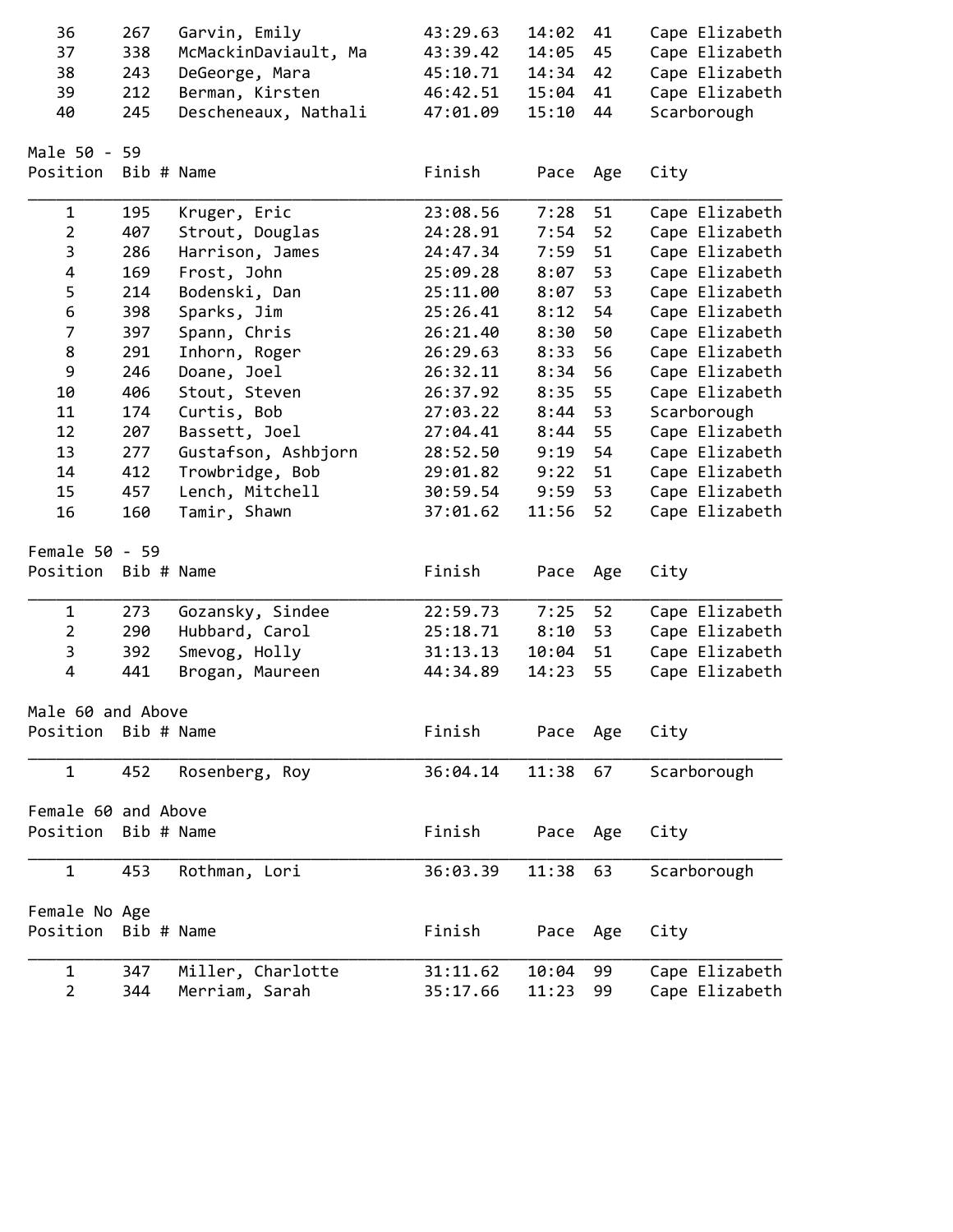| Position | Bib # | Name | Finish | Pace | Age | City |
|---|---|---|---|---|---|---|
| 36 | 267 | Garvin, Emily | 43:29.63 | 14:02 | 41 | Cape Elizabeth |
| 37 | 338 | McMackinDaviault, Ma | 43:39.42 | 14:05 | 45 | Cape Elizabeth |
| 38 | 243 | DeGeorge, Mara | 45:10.71 | 14:34 | 42 | Cape Elizabeth |
| 39 | 212 | Berman, Kirsten | 46:42.51 | 15:04 | 41 | Cape Elizabeth |
| 40 | 245 | Descheneaux, Nathali | 47:01.09 | 15:10 | 44 | Scarborough |

Male 50 - 59

| Position | Bib # | Name | Finish | Pace | Age | City |
|---|---|---|---|---|---|---|
| 1 | 195 | Kruger, Eric | 23:08.56 | 7:28 | 51 | Cape Elizabeth |
| 2 | 407 | Strout, Douglas | 24:28.91 | 7:54 | 52 | Cape Elizabeth |
| 3 | 286 | Harrison, James | 24:47.34 | 7:59 | 51 | Cape Elizabeth |
| 4 | 169 | Frost, John | 25:09.28 | 8:07 | 53 | Cape Elizabeth |
| 5 | 214 | Bodenski, Dan | 25:11.00 | 8:07 | 53 | Cape Elizabeth |
| 6 | 398 | Sparks, Jim | 25:26.41 | 8:12 | 54 | Cape Elizabeth |
| 7 | 397 | Spann, Chris | 26:21.40 | 8:30 | 50 | Cape Elizabeth |
| 8 | 291 | Inhorn, Roger | 26:29.63 | 8:33 | 56 | Cape Elizabeth |
| 9 | 246 | Doane, Joel | 26:32.11 | 8:34 | 56 | Cape Elizabeth |
| 10 | 406 | Stout, Steven | 26:37.92 | 8:35 | 55 | Cape Elizabeth |
| 11 | 174 | Curtis, Bob | 27:03.22 | 8:44 | 53 | Scarborough |
| 12 | 207 | Bassett, Joel | 27:04.41 | 8:44 | 55 | Cape Elizabeth |
| 13 | 277 | Gustafson, Ashbjorn | 28:52.50 | 9:19 | 54 | Cape Elizabeth |
| 14 | 412 | Trowbridge, Bob | 29:01.82 | 9:22 | 51 | Cape Elizabeth |
| 15 | 457 | Lench, Mitchell | 30:59.54 | 9:59 | 53 | Cape Elizabeth |
| 16 | 160 | Tamir, Shawn | 37:01.62 | 11:56 | 52 | Cape Elizabeth |

Female 50 - 59

| Position | Bib # | Name | Finish | Pace | Age | City |
|---|---|---|---|---|---|---|
| 1 | 273 | Gozansky, Sindee | 22:59.73 | 7:25 | 52 | Cape Elizabeth |
| 2 | 290 | Hubbard, Carol | 25:18.71 | 8:10 | 53 | Cape Elizabeth |
| 3 | 392 | Smevog, Holly | 31:13.13 | 10:04 | 51 | Cape Elizabeth |
| 4 | 441 | Brogan, Maureen | 44:34.89 | 14:23 | 55 | Cape Elizabeth |

Male 60 and Above

| Position | Bib # | Name | Finish | Pace | Age | City |
|---|---|---|---|---|---|---|
| 1 | 452 | Rosenberg, Roy | 36:04.14 | 11:38 | 67 | Scarborough |

Female 60 and Above

| Position | Bib # | Name | Finish | Pace | Age | City |
|---|---|---|---|---|---|---|
| 1 | 453 | Rothman, Lori | 36:03.39 | 11:38 | 63 | Scarborough |

Female No Age

| Position | Bib # | Name | Finish | Pace | Age | City |
|---|---|---|---|---|---|---|
| 1 | 347 | Miller, Charlotte | 31:11.62 | 10:04 | 99 | Cape Elizabeth |
| 2 | 344 | Merriam, Sarah | 35:17.66 | 11:23 | 99 | Cape Elizabeth |